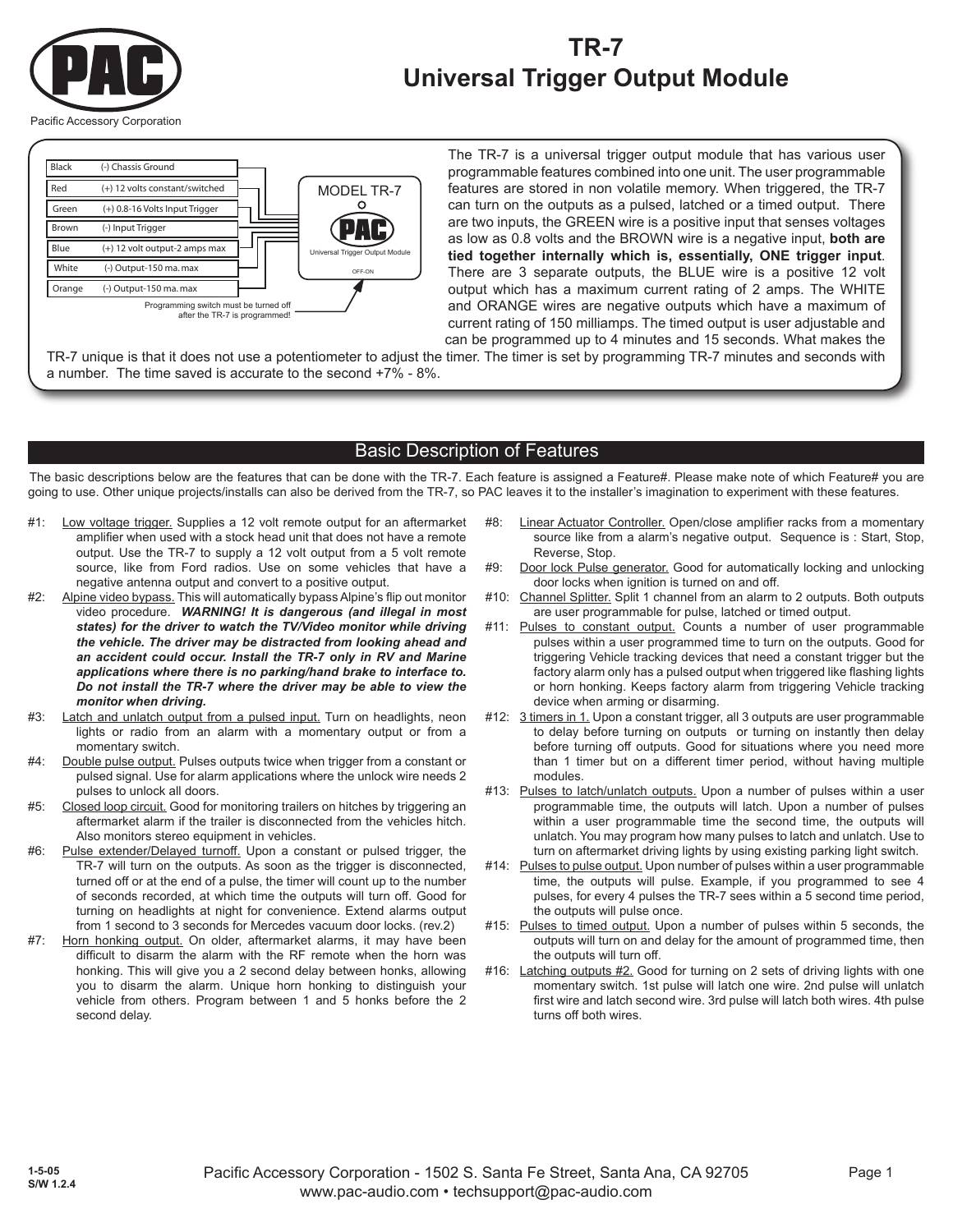# TR-7
# Universal Trigger Output Module

Pacific Accessory Corporation

| Wire | Function |
|---|---|
| Black | (-) Chassis Ground |
| Red | (+) 12 volts constant/switched |
| Green | (+) 0.8-16 Volts Input Trigger |
| Brown | (-) Input Trigger |
| Blue | (+) 12 volt output-2 amps max |
| White | (-) Output-150 ma. max |
| Orange | (-) Output-150 ma. max |

MODEL TR-7

Universal Trigger Output Module

OFF-ON

Programming switch must be turned off after the TR-7 is programmed!

The TR-7 is a universal trigger output module that has various user programmable features combined into one unit. The user programmable features are stored in non volatile memory. When triggered, the TR-7 can turn on the outputs as a pulsed, latched or a timed output. There are two inputs, the GREEN wire is a positive input that senses voltages as low as 0.8 volts and the BROWN wire is a negative input, **both are tied together internally which is, essentially, ONE trigger input**. There are 3 separate outputs, the BLUE wire is a positive 12 volt output which has a maximum current rating of 2 amps. The WHITE and ORANGE wires are negative outputs which have a maximum of current rating of 150 milliamps. The timed output is user adjustable and can be programmed up to 4 minutes and 15 seconds. What makes the TR-7 unique is that it does not use a potentiometer to adjust the timer. The timer is set by programming TR-7 minutes and seconds with a number. The time saved is accurate to the second +7% - 8%.

## Basic Description of Features

The basic descriptions below are the features that can be done with the TR-7. Each feature is assigned a Feature#. Please make note of which Feature# you are going to use. Other unique projects/installs can also be derived from the TR-7, so PAC leaves it to the installer's imagination to experiment with these features.

- #1: Low voltage trigger. Supplies a 12 volt remote output for an aftermarket amplifier when used with a stock head unit that does not have a remote output. Use the TR-7 to supply a 12 volt output from a 5 volt remote source, like from Ford radios. Use on some vehicles that have a negative antenna output and convert to a positive output.
- #2: Alpine video bypass. This will automatically bypass Alpine's flip out monitor video procedure. ***WARNING! It is dangerous (and illegal in most states) for the driver to watch the TV/Video monitor while driving the vehicle. The driver may be distracted from looking ahead and an accident could occur. Install the TR-7 only in RV and Marine applications where there is no parking/hand brake to interface to. Do not install the TR-7 where the driver may be able to view the monitor when driving.***
- #3: Latch and unlatch output from a pulsed input. Turn on headlights, neon lights or radio from an alarm with a momentary output or from a momentary switch.
- #4: Double pulse output. Pulses outputs twice when trigger from a constant or pulsed signal. Use for alarm applications where the unlock wire needs 2 pulses to unlock all doors.
- #5: Closed loop circuit. Good for monitoring trailers on hitches by triggering an aftermarket alarm if the trailer is disconnected from the vehicles hitch. Also monitors stereo equipment in vehicles.
- #6: Pulse extender/Delayed turnoff. Upon a constant or pulsed trigger, the TR-7 will turn on the outputs. As soon as the trigger is disconnected, turned off or at the end of a pulse, the timer will count up to the number of seconds recorded, at which time the outputs will turn off. Good for turning on headlights at night for convenience. Extend alarms output from 1 second to 3 seconds for Mercedes vacuum door locks. (rev.2)
- #7: Horn honking output. On older, aftermarket alarms, it may have been difficult to disarm the alarm with the RF remote when the horn was honking. This will give you a 2 second delay between honks, allowing you to disarm the alarm. Unique horn honking to distinguish your vehicle from others. Program between 1 and 5 honks before the 2 second delay.
- #8: Linear Actuator Controller. Open/close amplifier racks from a momentary source like from a alarm's negative output. Sequence is : Start, Stop, Reverse, Stop.
- #9: Door lock Pulse generator. Good for automatically locking and unlocking door locks when ignition is turned on and off.
- #10: Channel Splitter. Split 1 channel from an alarm to 2 outputs. Both outputs are user programmable for pulse, latched or timed output.
- #11: Pulses to constant output. Counts a number of user programmable pulses within a user programmed time to turn on the outputs. Good for triggering Vehicle tracking devices that need a constant trigger but the factory alarm only has a pulsed output when triggered like flashing lights or horn honking. Keeps factory alarm from triggering Vehicle tracking device when arming or disarming.
- #12: 3 timers in 1. Upon a constant trigger, all 3 outputs are user programmable to delay before turning on outputs or turning on instantly then delay before turning off outputs. Good for situations where you need more than 1 timer but on a different timer period, without having multiple modules.
- #13: Pulses to latch/unlatch outputs. Upon a number of pulses within a user programmable time, the outputs will latch. Upon a number of pulses within a user programmable time the second time, the outputs will unlatch. You may program how many pulses to latch and unlatch. Use to turn on aftermarket driving lights by using existing parking light switch.
- #14: Pulses to pulse output. Upon number of pulses within a user programmable time, the outputs will pulse. Example, if you programmed to see 4 pulses, for every 4 pulses the TR-7 sees within a 5 second time period, the outputs will pulse once.
- #15: Pulses to timed output. Upon a number of pulses within 5 seconds, the outputs will turn on and delay for the amount of programmed time, then the outputs will turn off.
- #16: Latching outputs #2. Good for turning on 2 sets of driving lights with one momentary switch. 1st pulse will latch one wire. 2nd pulse will unlatch first wire and latch second wire. 3rd pulse will latch both wires. 4th pulse turns off both wires.

1-5-05
S/W 1.2.4

Pacific Accessory Corporation - 1502 S. Santa Fe Street, Santa Ana, CA 92705
www.pac-audio.com • techsupport@pac-audio.com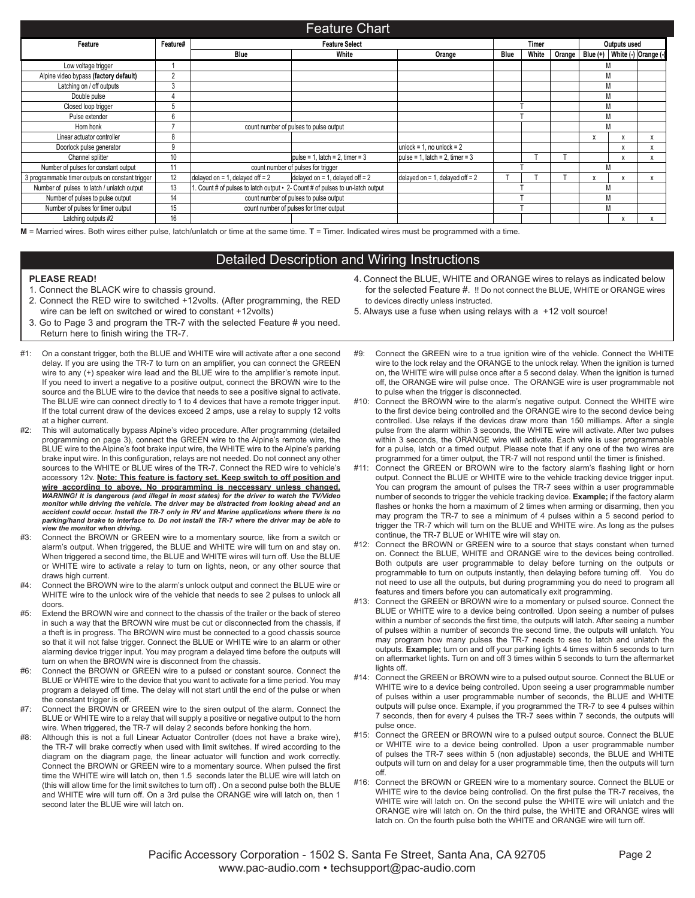# Feature Chart

| Feature | Feature# | Feature Select | | | Timer | | | Outputs used | | |
|---|---|---|---|---|---|---|---|---|---|---|
| | | Blue | White | Orange | Blue | White | Orange | Blue (+) | White (-) | Orange (-) |
| Low voltage trigger | 1 | | | | | | | M | | |
| Alpine video bypass **(factory default)** | 2 | | | | | | | M | | |
| Latching on / off outputs | 3 | | | | | | | M | | |
| Double pulse | 4 | | | | | | | M | | |
| Closed loop trigger | 5 | | | | T | | | M | | |
| Pulse extender | 6 | | | | T | | | M | | |
| Horn honk | 7 | count number of pulses to pulse output | | | | | | M | | |
| Linear actuator controller | 8 | | | | | | | x | x | x |
| Doorlock pulse generator | 9 | | | unlock = 1, no unlock = 2 | | | | | x | x |
| Channel splitter | 10 | | pulse = 1, latch = 2, timer = 3 | pulse = 1, latch = 2, timer = 3 | | T | T | | x | x |
| Number of pulses for constant output | 11 | count number of pulses for trigger | | | T | | | M | | |
| 3 programmable timer outputs on constant trigger | 12 | delayed on = 1, delayed off = 2 | delayed on = 1, delayed off = 2 | delayed on = 1, delayed off = 2 | T | T | T | x | x | x |
| Number of pulses to latch / unlatch output | 13 | 1. Count # of pulses to latch output • 2- Count # of pulses to un-latch output | | | T | | | M | | |
| Number of pulses to pulse output | 14 | count number of pulses to pulse output | | | T | | | M | | |
| Number of pulses for timer output | 15 | count number of pulses for timer output | | | T | | | M | | |
| Latching outputs #2 | 16 | | | | | | | | x | x |

**M** = Married wires. Both wires either pulse, latch/unlatch or time at the same time. **T** = Timer. Indicated wires must be programmed with a time.

# Detailed Description and Wiring Instructions

**PLEASE READ!**

1. Connect the BLACK wire to chassis ground.
2. Connect the RED wire to switched +12volts. (After programming, the RED wire can be left on switched or wired to constant +12volts)
3. Go to Page 3 and program the TR-7 with the selected Feature # you need. Return here to finish wiring the TR-7.
4. Connect the BLUE, WHITE and ORANGE wires to relays as indicated below for the selected Feature #. !! Do not connect the BLUE, WHITE or ORANGE wires to devices directly unless instructed.
5. Always use a fuse when using relays with a +12 volt source!

#1: On a constant trigger, both the BLUE and WHITE wire will activate after a one second delay. If you are using the TR-7 to turn on an amplifier, you can connect the GREEN wire to any (+) speaker wire lead and the BLUE wire to the amplifier's remote input. If you need to invert a negative to a positive output, connect the BROWN wire to the source and the BLUE wire to the device that needs to see a positive signal to activate. The BLUE wire can connect directly to 1 to 4 devices that have a remote trigger input. If the total current draw of the devices exceed 2 amps, use a relay to supply 12 volts at a higher current.

#2: This will automatically bypass Alpine's video procedure. After programming (detailed programming on page 3), connect the GREEN wire to the Alpine's remote wire, the BLUE wire to the Alpine's foot brake input wire, the WHITE wire to the Alpine's parking brake input wire. In this configuration, relays are not needed. Do not connect any other sources to the WHITE or BLUE wires of the TR-7. Connect the RED wire to vehicle's accessory 12v. **Note: This feature is factory set. Keep switch to off position and wire according to above. No programming is neccessary unless changed.** ***WARNING! It is dangerous (and illegal in most states) for the driver to watch the TV/Video monitor while driving the vehicle. The driver may be distracted from looking ahead and an accident could occur. Install the TR-7 only in RV and Marine applications where there is no parking/hand brake to interface to. Do not install the TR-7 where the driver may be able to view the monitor when driving.***

#3: Connect the BROWN or GREEN wire to a momentary source, like from a switch or alarm's output. When triggered, the BLUE and WHITE wire will turn on and stay on. When triggered a second time, the BLUE and WHITE wires will turn off. Use the BLUE or WHITE wire to activate a relay to turn on lights, neon, or any other source that draws high current.

#4: Connect the BROWN wire to the alarm's unlock output and connect the BLUE wire or WHITE wire to the unlock wire of the vehicle that needs to see 2 pulses to unlock all doors.

#5: Extend the BROWN wire and connect to the chassis of the trailer or the back of stereo in such a way that the BROWN wire must be cut or disconnected from the chassis, if a theft is in progress. The BROWN wire must be connected to a good chassis source so that it will not false trigger. Connect the BLUE or WHITE wire to an alarm or other alarming device trigger input. You may program a delayed time before the outputs will turn on when the BROWN wire is disconnect from the chassis.

#6: Connect the BROWN or GREEN wire to a pulsed or constant source. Connect the BLUE or WHITE wire to the device that you want to activate for a time period. You may program a delayed off time. The delay will not start until the end of the pulse or when the constant trigger is off.

#7: Connect the BROWN or GREEN wire to the siren output of the alarm. Connect the BLUE or WHITE wire to a relay that will supply a positive or negative output to the horn wire. When triggered, the TR-7 will delay 2 seconds before honking the horn.

#8: Although this is not a full Linear Actuator Controller (does not have a brake wire), the TR-7 will brake correctly when used with limit switches. If wired according to the diagram on the diagram page, the linear actuator will function and work correctly. Connect the BROWN or GREEN wire to a momentary source. When pulsed the first time the WHITE wire will latch on, then 1.5 seconds later the BLUE wire will latch on (this will allow time for the limit switches to turn off) . On a second pulse both the BLUE and WHITE wire will turn off. On a 3rd pulse the ORANGE wire will latch on, then 1 second later the BLUE wire will latch on.

#9: Connect the GREEN wire to a true ignition wire of the vehicle. Connect the WHITE wire to the lock relay and the ORANGE to the unlock relay. When the ignition is turned on, the WHITE wire will pulse once after a 5 second delay. When the ignition is turned off, the ORANGE wire will pulse once. The ORANGE wire is user programmable not to pulse when the trigger is disconnected.

#10: Connect the BROWN wire to the alarm's negative output. Connect the WHITE wire to the first device being controlled and the ORANGE wire to the second device being controlled. Use relays if the devices draw more than 150 milliamps. After a single pulse from the alarm within 3 seconds, the WHITE wire will activate. After two pulses within 3 seconds, the ORANGE wire will activate. Each wire is user programmable for a pulse, latch or a timed output. Please note that if any one of the two wires are programmed for a timer output, the TR-7 will not respond until the timer is finished.

#11: Connect the GREEN or BROWN wire to the factory alarm's flashing light or horn output. Connect the BLUE or WHITE wire to the vehicle tracking device trigger input. You can program the amount of pulses the TR-7 sees within a user programmable number of seconds to trigger the vehicle tracking device. **Example;** if the factory alarm flashes or honks the horn a maximum of 2 times when arming or disarming, then you may program the TR-7 to see a minimum of 4 pulses within a 5 second period to trigger the TR-7 which will turn on the BLUE and WHITE wire. As long as the pulses continue, the TR-7 BLUE or WHITE wire will stay on.

#12: Connect the BROWN or GREEN wire to a source that stays constant when turned on. Connect the BLUE, WHITE and ORANGE wire to the devices being controlled. Both outputs are user programmable to delay before turning on the outputs or programmable to turn on outputs instantly, then delaying before turning off. You do not need to use all the outputs, but during programming you do need to program all features and timers before you can automatically exit programming.

#13: Connect the GREEN or BROWN wire to a momentary or pulsed source. Connect the BLUE or WHITE wire to a device being controlled. Upon seeing a number of pulses within a number of seconds the first time, the outputs will latch. After seeing a number of pulses within a number of seconds the second time, the outputs will unlatch. You may program how many pulses the TR-7 needs to see to latch and unlatch the outputs. **Example;** turn on and off your parking lights 4 times within 5 seconds to turn on aftermarket lights. Turn on and off 3 times within 5 seconds to turn the aftermarket lights off.

#14: Connect the GREEN or BROWN wire to a pulsed output source. Connect the BLUE or WHITE wire to a device being controlled. Upon seeing a user programmable number of pulses within a user programmable number of seconds, the BLUE and WHITE outputs will pulse once. Example, if you programmed the TR-7 to see 4 pulses within 7 seconds, then for every 4 pulses the TR-7 sees within 7 seconds, the outputs will pulse once.

#15: Connect the GREEN or BROWN wire to a pulsed output source. Connect the BLUE or WHITE wire to a device being controlled. Upon a user programmable number of pulses the TR-7 sees within 5 (non adjustable) seconds, the BLUE and WHITE outputs will turn on and delay for a user programmable time, then the outputs will turn off.

#16: Connect the BROWN or GREEN wire to a momentary source. Connect the BLUE or WHITE wire to the device being controlled. On the first pulse the TR-7 receives, the WHITE wire will latch on. On the second pulse the WHITE wire will unlatch and the ORANGE wire will latch on. On the third pulse, the WHITE and ORANGE wires will latch on. On the fourth pulse both the WHITE and ORANGE wire will turn off.

Pacific Accessory Corporation - 1502 S. Santa Fe Street, Santa Ana, CA 92705
www.pac-audio.com • techsupport@pac-audio.com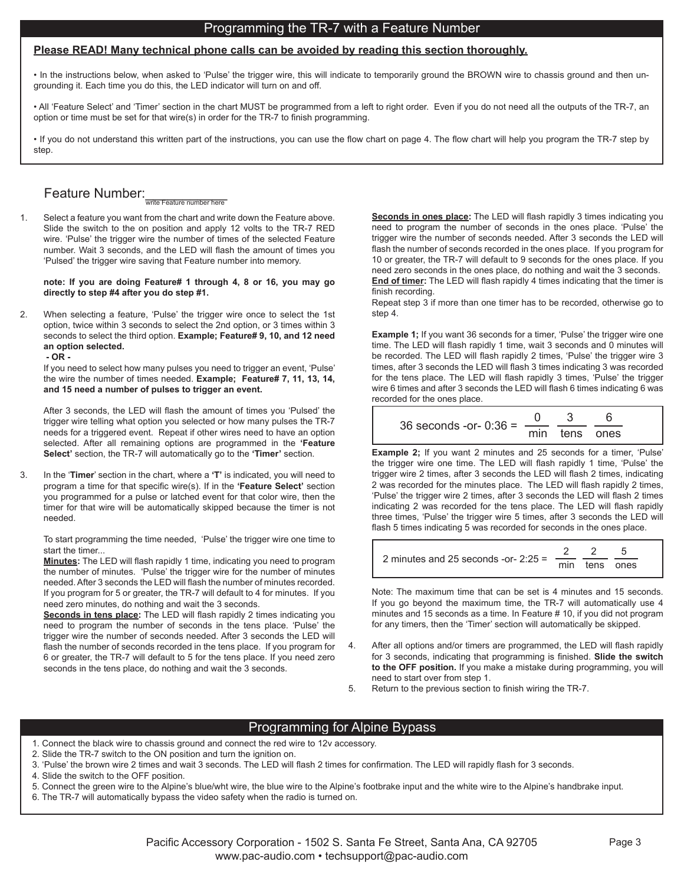## Programming the TR-7 with a Feature Number

**Please READ! Many technical phone calls can be avoided by reading this section thoroughly.**

• In the instructions below, when asked to 'Pulse' the trigger wire, this will indicate to temporarily ground the BROWN wire to chassis ground and then un-grounding it. Each time you do this, the LED indicator will turn on and off.

• All 'Feature Select' and 'Timer' section in the chart MUST be programmed from a left to right order. Even if you do not need all the outputs of the TR-7, an option or time must be set for that wire(s) in order for the TR-7 to finish programming.

• If you do not understand this written part of the instructions, you can use the flow chart on page 4. The flow chart will help you program the TR-7 step by step.

Feature Number:\_\_\_\_\_\_\_\_\_\_\_\_
write Feature number here

1. Select a feature you want from the chart and write down the Feature above. Slide the switch to the on position and apply 12 volts to the TR-7 RED wire. 'Pulse' the trigger wire the number of times of the selected Feature number. Wait 3 seconds, and the LED will flash the amount of times you 'Pulsed' the trigger wire saving that Feature number into memory.

   **note: If you are doing Feature# 1 through 4, 8 or 16, you may go directly to step #4 after you do step #1.**

2. When selecting a feature, 'Pulse' the trigger wire once to select the 1st option, twice within 3 seconds to select the 2nd option, or 3 times within 3 seconds to select the third option. **Example; Feature# 9, 10, and 12 need an option selected.**
   **- OR -**
   If you need to select how many pulses you need to trigger an event, 'Pulse' the wire the number of times needed. **Example; Feature# 7, 11, 13, 14, and 15 need a number of pulses to trigger an event.**

   After 3 seconds, the LED will flash the amount of times you 'Pulsed' the trigger wire telling what option you selected or how many pulses the TR-7 needs for a triggered event. Repeat if other wires need to have an option selected. After all remaining options are programmed in the **'Feature Select'** section, the TR-7 will automatically go to the **'Timer'** section.

3. In the '**Timer**' section in the chart, where a **'T'** is indicated, you will need to program a time for that specific wire(s). If in the **'Feature Select'** section you programmed for a pulse or latched event for that color wire, then the timer for that wire will be automatically skipped because the timer is not needed.

   To start programming the time needed, 'Pulse' the trigger wire one time to start the timer...

   **Minutes:** The LED will flash rapidly 1 time, indicating you need to program the number of minutes. 'Pulse' the trigger wire for the number of minutes needed. After 3 seconds the LED will flash the number of minutes recorded. If you program for 5 or greater, the TR-7 will default to 4 for minutes. If you need zero minutes, do nothing and wait the 3 seconds.

   **Seconds in tens place:** The LED will flash rapidly 2 times indicating you need to program the number of seconds in the tens place. 'Pulse' the trigger wire the number of seconds needed. After 3 seconds the LED will flash the number of seconds recorded in the tens place. If you program for 6 or greater, the TR-7 will default to 5 for the tens place. If you need zero seconds in the tens place, do nothing and wait the 3 seconds.

   **Seconds in ones place:** The LED will flash rapidly 3 times indicating you need to program the number of seconds in the ones place. 'Pulse' the trigger wire the number of seconds needed. After 3 seconds the LED will flash the number of seconds recorded in the ones place. If you program for 10 or greater, the TR-7 will default to 9 seconds for the ones place. If you need zero seconds in the ones place, do nothing and wait the 3 seconds.

   **End of timer:** The LED will flash rapidly 4 times indicating that the timer is finish recording.

   Repeat step 3 if more than one timer has to be recorded, otherwise go to step 4.

   **Example 1;** If you want 36 seconds for a timer, 'Pulse' the trigger wire one time. The LED will flash rapidly 1 time, wait 3 seconds and 0 minutes will be recorded. The LED will flash rapidly 2 times, 'Pulse' the trigger wire 3 times, after 3 seconds the LED will flash 3 times indicating 3 was recorded for the tens place. The LED will flash rapidly 3 times, 'Pulse' the trigger wire 6 times and after 3 seconds the LED will flash 6 times indicating 6 was recorded for the ones place.

   | 36 seconds -or- 0:36 = | 0 | 3 | 6 |
   |---|---|---|---|
   | | min | tens | ones |

   **Example 2;** If you want 2 minutes and 25 seconds for a timer, 'Pulse' the trigger wire one time. The LED will flash rapidly 1 time, 'Pulse' the trigger wire 2 times, after 3 seconds the LED will flash 2 times, indicating 2 was recorded for the minutes place. The LED will flash rapidly 2 times, 'Pulse' the trigger wire 2 times, after 3 seconds the LED will flash 2 times indicating 2 was recorded for the tens place. The LED will flash rapidly three times, 'Pulse' the trigger wire 5 times, after 3 seconds the LED will flash 5 times indicating 5 was recorded for seconds in the ones place.

   | 2 minutes and 25 seconds -or- 2:25 = | 2 | 2 | 5 |
   |---|---|---|---|
   | | min | tens | ones |

   Note: The maximum time that can be set is 4 minutes and 15 seconds. If you go beyond the maximum time, the TR-7 will automatically use 4 minutes and 15 seconds as a time. In Feature # 10, if you did not program for any timers, then the 'Timer' section will automatically be skipped.

4. After all options and/or timers are programmed, the LED will flash rapidly for 3 seconds, indicating that programming is finished. **Slide the switch to the OFF position.** If you make a mistake during programming, you will need to start over from step 1.

5. Return to the previous section to finish wiring the TR-7.

## Programming for Alpine Bypass

1. Connect the black wire to chassis ground and connect the red wire to 12v accessory.
2. Slide the TR-7 switch to the ON position and turn the ignition on.
3. 'Pulse' the brown wire 2 times and wait 3 seconds. The LED will flash 2 times for confirmation. The LED will rapidly flash for 3 seconds.
4. Slide the switch to the OFF position.
5. Connect the green wire to the Alpine's blue/wht wire, the blue wire to the Alpine's footbrake input and the white wire to the Alpine's handbrake input.
6. The TR-7 will automatically bypass the video safety when the radio is turned on.

Pacific Accessory Corporation - 1502 S. Santa Fe Street, Santa Ana, CA 92705
www.pac-audio.com • techsupport@pac-audio.com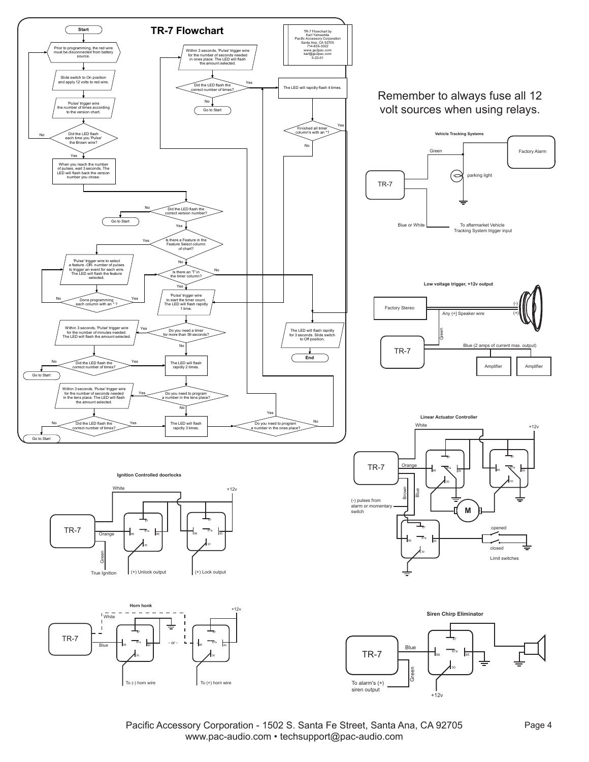# TR-7 Flowchart

TR-7 Flowchart by
Karl Yamashita
Pacific Accessory Corporation
Santa Ana, CA 92705
714-835-3022
www.go2pac.com
karl@go2pac.com
5-23-01

Start

Prior to programming, the red wire must be disconnected from battery source.

Slide switch to On position and apply 12 volts to red wire.

'Pulse' trigger wire the number of times according to the version chart.

Did the LED flash each time you 'Pulse' the Brown wire?

No

Yes

When you reach the number of pulses, wait 3 seconds. The LED will flash back the version number you chose.

Did the LED flash the correct version number?

No

Go to Start

Yes

Is there a Feature in the Feature Select column of chart?

Yes

'Pulse' trigger wire to select a feature -OR- number of pulses to trigger an event for each wire. The LED will flash the feature selected.

Done programming each column with an \* ?

No

Yes

No

Is there an 'T' in the timer column?

No

Yes

'Pulse' trigger wire to start the timer count. The LED will flash rapidly 1 time.

Do you need a timer for more than 59 seconds?

Yes

Within 3 seconds, 'Pulse' trigger wire for the number of minutes needed. The LED will flash the amount selected.

Did the LED flash the correct number of times?

No

Go to Start

Yes

No

The LED will flash rapidly 2 times.

Do you need to program a number in the tens place?

Yes

Within 3 seconds, 'Pulse' trigger wire for the number of seconds needed in the tens place. The LED will flash the amount selected.

Did the LED flash the correct number of times?

No

Go to Start

Yes

The LED will flash rapidly 3 times.

No

Do you need to program a number in the ones place?

Yes

No

Within 3 seconds, 'Pulse' trigger wire for the number of seconds needed in ones place. The LED will flash the amount selected.

Did the LED flash the correct number of times?

Yes

No

Go to Start

The LED will rapidly flash 4 times.

Finished all timer column's with an \*?

Yes

No

The LED will flash rapidly for 3 seconds. Slide switch to Off position.

End

Remember to always fuse all 12 volt sources when using relays.

**Vehicle Tracking Systems**

Green
Factory Alarm
parking light
TR-7
Blue or White
To aftermarket Vehicle Tracking System trigger input

**Low voltage trigger, +12v output**

Factory Stereo
(-)
(+)
Any (+) Speaker wire
Green
TR-7
Blue (2 amps of current max. output)
Amplifier
Amplifier

**Linear Actuator Controller**

White
+12v
TR-7
Orange
87
87a
86
85
30
87
87a
86
85
30
Brown
Blue
(-) pulses from alarm or momentary switch
M
87
87a
86
85
30
opened
closed
Limit switches

**Ignition Controlled doorlocks**

White
+12v
TR-7
Orange
87
87a
86
85
30
87
87a
86
85
30
Green
True Ignition
(+) Unlock output
(+) Lock output

**Horn honk**

+12v
White
TR-7
Blue
87
87a
86
85
30
- or -
87
87a
86
85
30
To (-) horn wire
To (+) horn wire

**Siren Chirp Eliminator**

TR-7
Blue
87
87a
86
85
30
Green
To alarm's (+) siren output
+12v

Pacific Accessory Corporation - 1502 S. Santa Fe Street, Santa Ana, CA 92705
www.pac-audio.com • techsupport@pac-audio.com